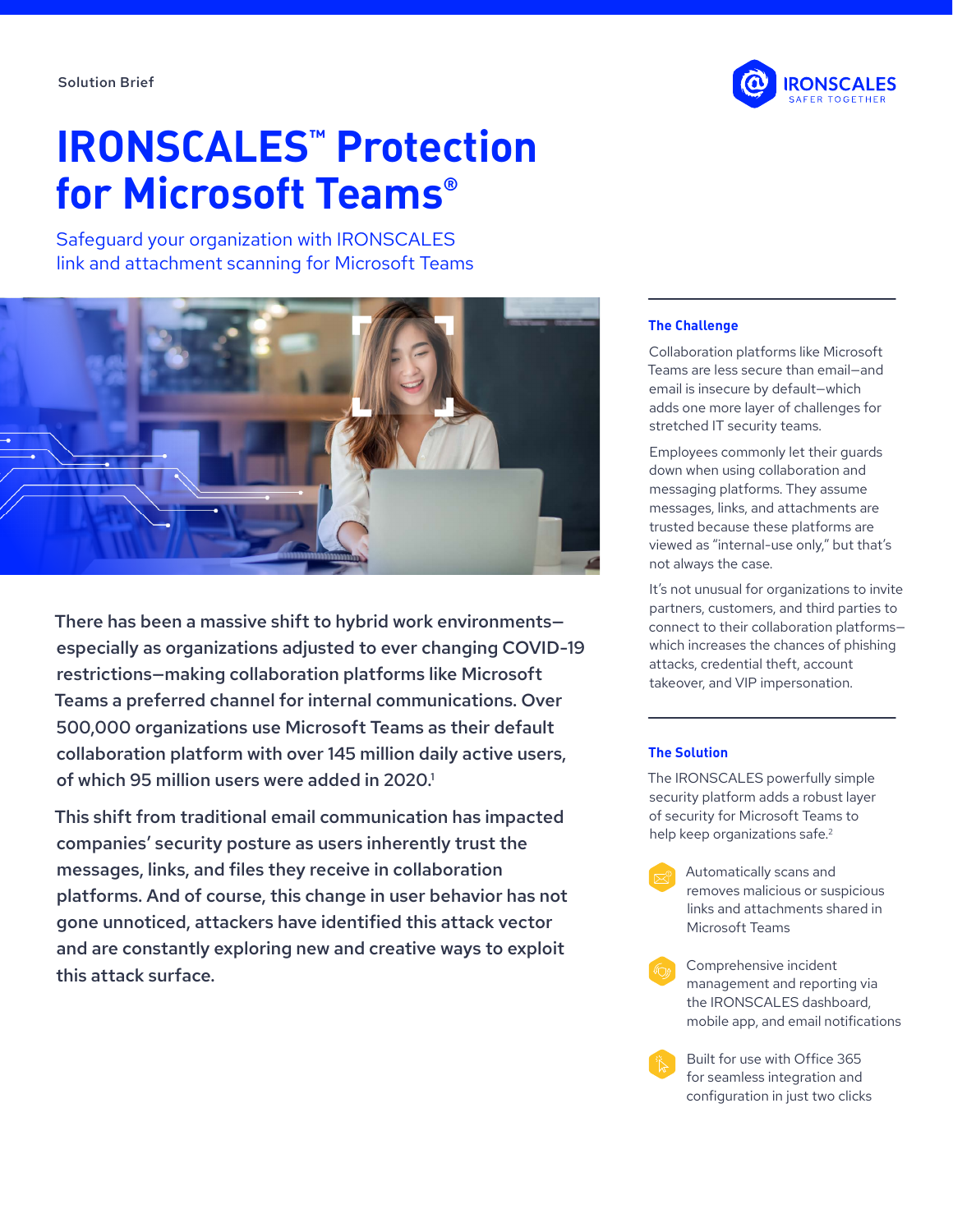Solution Brief

# IRONSCALES™ Protection for Microsoft Teams®

Safeguard your organization with IRONSCALES link and attachment scanning for Microsoft Teams

There has been a massive shift to hybrid work environments—especially as organizations adjusted to ever changing COVID-19 restrictions—making collaboration platforms like Microsoft Teams a preferred channel for internal communications. Over 500,000 organizations use Microsoft Teams as their default collaboration platform with over 145 million daily active users, of which 95 million users were added in 2020.[1]

This shift from traditional email communication has impacted companies' security posture as users inherently trust the messages, links, and files they receive in collaboration platforms. And of course, this change in user behavior has not gone unnoticed, attackers have identified this attack vector and are constantly exploring new and creative ways to exploit this attack surface.

## The Challenge

Collaboration platforms like Microsoft Teams are less secure than email—and email is insecure by default—which adds one more layer of challenges for stretched IT security teams.

Employees commonly let their guards down when using collaboration and messaging platforms. They assume messages, links, and attachments are trusted because these platforms are viewed as "internal-use only," but that's not always the case.

It's not unusual for organizations to invite partners, customers, and third parties to connect to their collaboration platforms—which increases the chances of phishing attacks, credential theft, account takeover, and VIP impersonation.

## The Solution

The IRONSCALES powerfully simple security platform adds a robust layer of security for Microsoft Teams to help keep organizations safe.[2]

- Automatically scans and removes malicious or suspicious links and attachments shared in Microsoft Teams
- Comprehensive incident management and reporting via the IRONSCALES dashboard, mobile app, and email notifications
- Built for use with Office 365 for seamless integration and configuration in just two clicks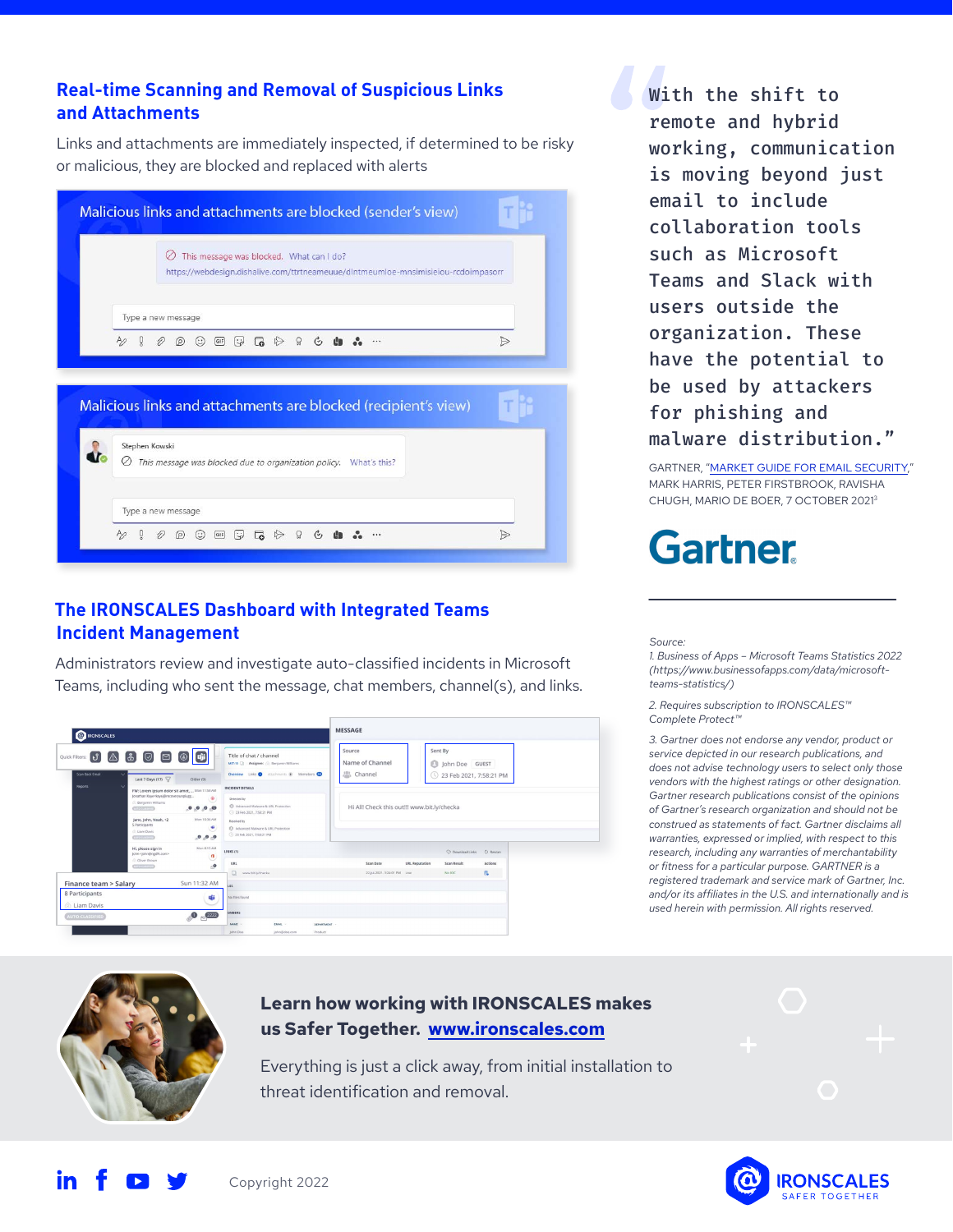## Real-time Scanning and Removal of Suspicious Links and Attachments

Links and attachments are immediately inspected, if determined to be risky or malicious, they are blocked and replaced with alerts

Malicious links and attachments are blocked (sender's view)

This message was blocked. What can I do?

https://webdesign.dishalive.com/ttrtneameuue/dlntmeumloe-mnsimisieiou-rcdoimpasorr

Type a new message

Malicious links and attachments are blocked (recipient's view)

Stephen Kowski

This message was blocked due to organization policy. What's this?

Type a new message

## The IRONSCALES Dashboard with Integrated Teams Incident Management

Administrators review and investigate auto-classified incidents in Microsoft Teams, including who sent the message, chat members, channel(s), and links.

> "With the shift to remote and hybrid working, communication is moving beyond just email to include collaboration tools such as Microsoft Teams and Slack with users outside the organization. These have the potential to be used by attackers for phishing and malware distribution."

GARTNER, "MARKET GUIDE FOR EMAIL SECURITY," MARK HARRIS, PETER FIRSTBROOK, RAVISHA CHUGH, MARIO DE BOER, 7 OCTOBER 2021[3]

Gartner

*Source:*

*1. Business of Apps – Microsoft Teams Statistics 2022 (https://www.businessofapps.com/data/microsoft-teams-statistics/)*

*2. Requires subscription to IRONSCALES™ Complete Protect™*

*3. Gartner does not endorse any vendor, product or service depicted in our research publications, and does not advise technology users to select only those vendors with the highest ratings or other designation. Gartner research publications consist of the opinions of Gartner's research organization and should not be construed as statements of fact. Gartner disclaims all warranties, expressed or implied, with respect to this research, including any warranties of merchantability or fitness for a particular purpose. GARTNER is a registered trademark and service mark of Gartner, Inc. and/or its affiliates in the U.S. and internationally and is used herein with permission. All rights reserved.*

**Learn how working with IRONSCALES makes us Safer Together. www.ironscales.com**

Everything is just a click away, from initial installation to threat identification and removal.

Copyright 2022

IRONSCALES SAFER TOGETHER